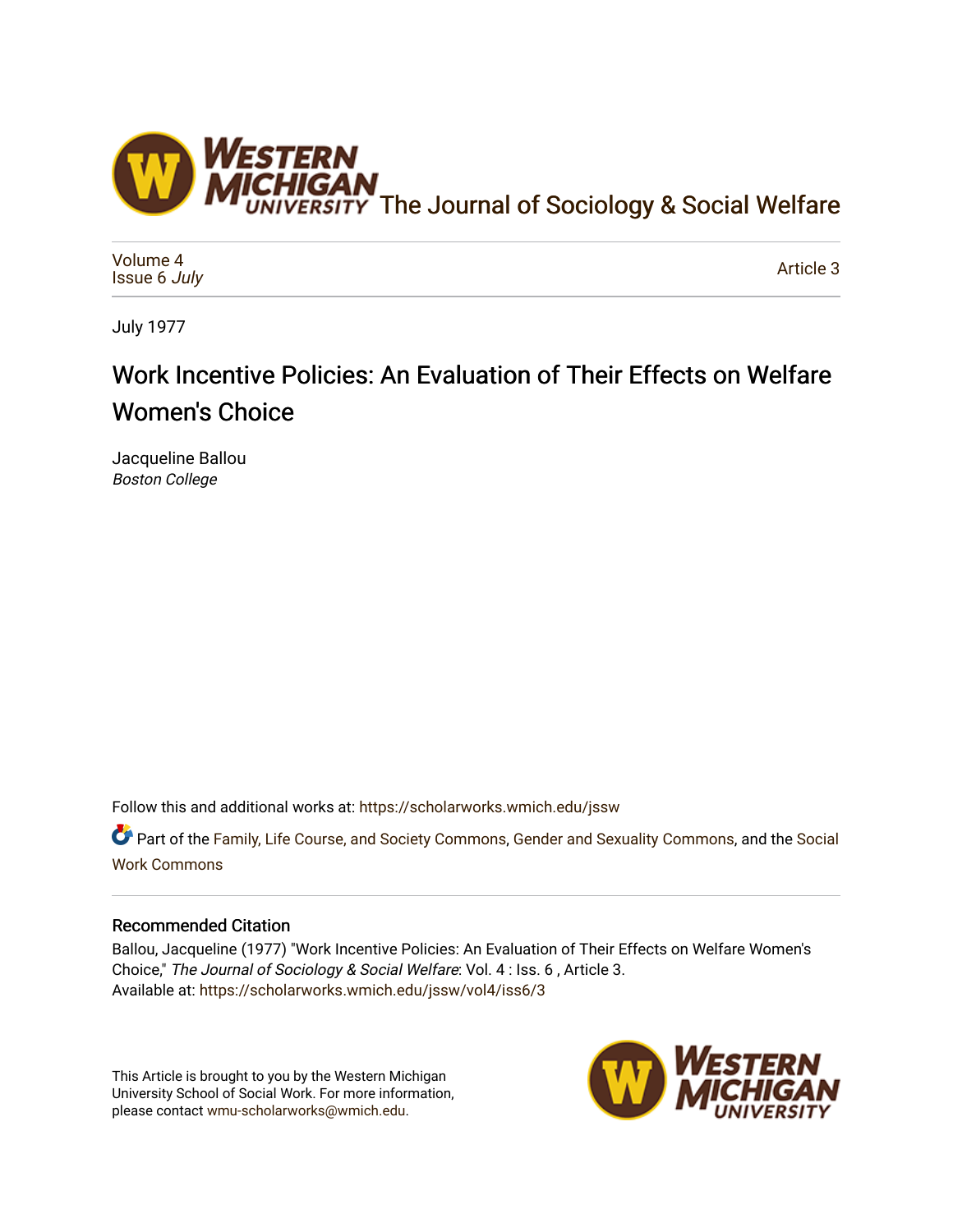The Journal of Sociology & Social Welfare

Volume 4
Issue 6 *July*

Article 3

July 1977

# Work Incentive Policies: An Evaluation of Their Effects on Welfare Women's Choice

Jacqueline Ballou
*Boston College*

Follow this and additional works at: https://scholarworks.wmich.edu/jssw

Part of the Family, Life Course, and Society Commons, Gender and Sexuality Commons, and the Social Work Commons

## Recommended Citation

Ballou, Jacqueline (1977) "Work Incentive Policies: An Evaluation of Their Effects on Welfare Women's Choice," *The Journal of Sociology & Social Welfare*: Vol. 4 : Iss. 6 , Article 3.
Available at: https://scholarworks.wmich.edu/jssw/vol4/iss6/3

This Article is brought to you by the Western Michigan University School of Social Work. For more information, please contact wmu-scholarworks@wmich.edu.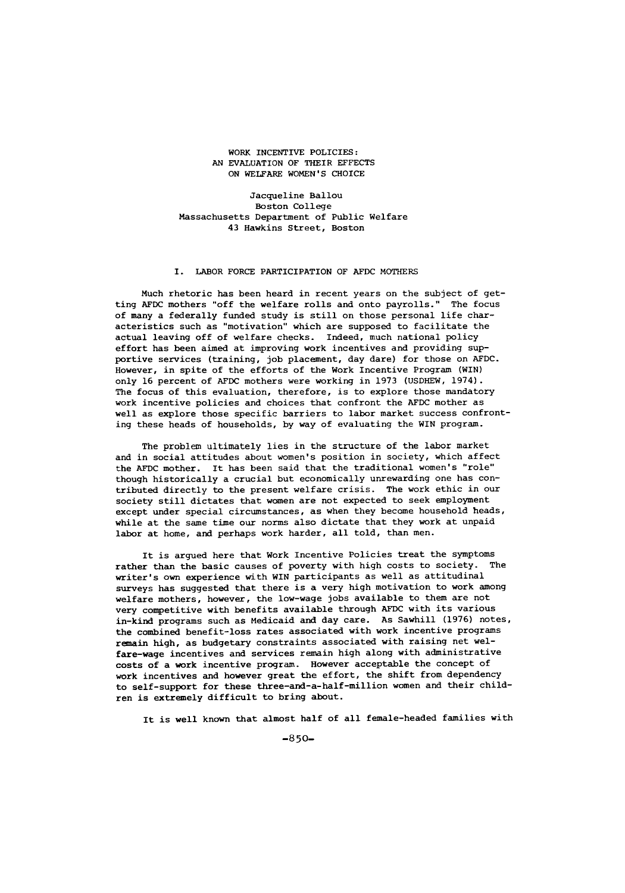# WORK INCENTIVE POLICIES: AN EVALUATION OF THEIR EFFECTS ON WELFARE WOMEN'S CHOICE

Jacqueline Ballou
Boston College
Massachusetts Department of Public Welfare
43 Hawkins Street, Boston

## I. LABOR FORCE PARTICIPATION OF AFDC MOTHERS

Much rhetoric has been heard in recent years on the subject of getting AFDC mothers "off the welfare rolls and onto payrolls." The focus of many a federally funded study is still on those personal life characteristics such as "motivation" which are supposed to facilitate the actual leaving off of welfare checks. Indeed, much national policy effort has been aimed at improving work incentives and providing supportive services (training, job placement, day dare) for those on AFDC. However, in spite of the efforts of the Work Incentive Program (WIN) only 16 percent of AFDC mothers were working in 1973 (USDHEW, 1974). The focus of this evaluation, therefore, is to explore those mandatory work incentive policies and choices that confront the AFDC mother as well as explore those specific barriers to labor market success confronting these heads of households, by way of evaluating the WIN program.

The problem ultimately lies in the structure of the labor market and in social attitudes about women's position in society, which affect the AFDC mother. It has been said that the traditional women's "role" though historically a crucial but economically unrewarding one has contributed directly to the present welfare crisis. The work ethic in our society still dictates that women are not expected to seek employment except under special circumstances, as when they become household heads, while at the same time our norms also dictate that they work at unpaid labor at home, and perhaps work harder, all told, than men.

It is argued here that Work Incentive Policies treat the symptoms rather than the basic causes of poverty with high costs to society. The writer's own experience with WIN participants as well as attitudinal surveys has suggested that there is a very high motivation to work among welfare mothers, however, the low-wage jobs available to them are not very competitive with benefits available through AFDC with its various in-kind programs such as Medicaid and day care. As Sawhill (1976) notes, the combined benefit-loss rates associated with work incentive programs remain high, as budgetary constraints associated with raising net welfare-wage incentives and services remain high along with administrative costs of a work incentive program. However acceptable the concept of work incentives and however great the effort, the shift from dependency to self-support for these three-and-a-half-million women and their children is extremely difficult to bring about.

It is well known that almost half of all female-headed families with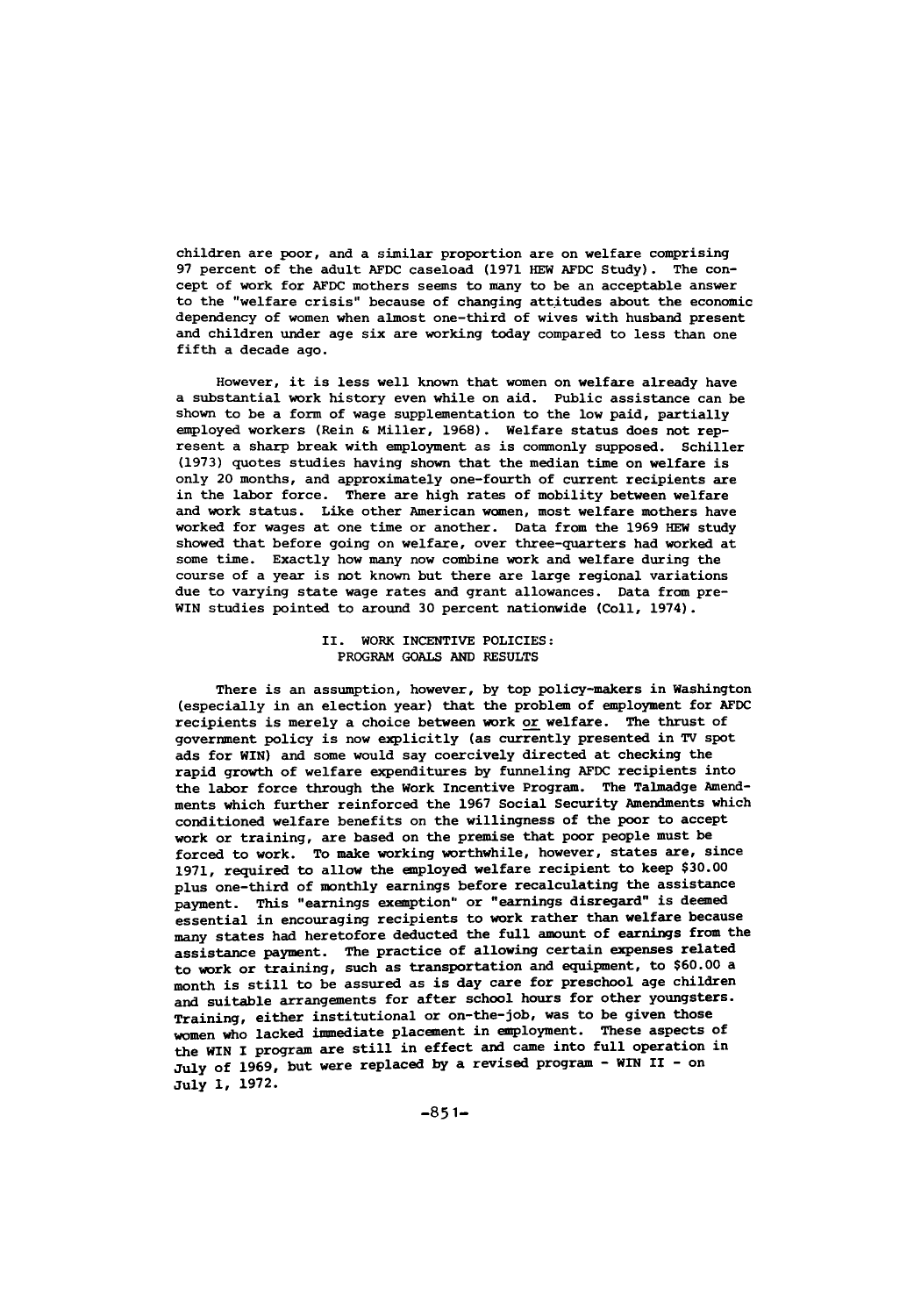children are poor, and a similar proportion are on welfare comprising 97 percent of the adult AFDC caseload (1971 HEW AFDC Study). The concept of work for AFDC mothers seems to many to be an acceptable answer to the "welfare crisis" because of changing attitudes about the economic dependency of women when almost one-third of wives with husband present and children under age six are working today compared to less than one fifth a decade ago.

However, it is less well known that women on welfare already have a substantial work history even while on aid. Public assistance can be shown to be a form of wage supplementation to the low paid, partially employed workers (Rein & Miller, 1968). Welfare status does not represent a sharp break with employment as is commonly supposed. Schiller (1973) quotes studies having shown that the median time on welfare is only 20 months, and approximately one-fourth of current recipients are in the labor force. There are high rates of mobility between welfare and work status. Like other American women, most welfare mothers have worked for wages at one time or another. Data from the 1969 HEW study showed that before going on welfare, over three-quarters had worked at some time. Exactly how many now combine work and welfare during the course of a year is not known but there are large regional variations due to varying state wage rates and grant allowances. Data from pre-WIN studies pointed to around 30 percent nationwide (Coll, 1974).

## II. WORK INCENTIVE POLICIES: PROGRAM GOALS AND RESULTS

There is an assumption, however, by top policy-makers in Washington (especially in an election year) that the problem of employment for AFDC recipients is merely a choice between work <u>or</u> welfare. The thrust of government policy is now explicitly (as currently presented in TV spot ads for WIN) and some would say coercively directed at checking the rapid growth of welfare expenditures by funneling AFDC recipients into the labor force through the Work Incentive Program. The Talmadge Amendments which further reinforced the 1967 Social Security Amendments which conditioned welfare benefits on the willingness of the poor to accept work or training, are based on the premise that poor people must be forced to work. To make working worthwhile, however, states are, since 1971, required to allow the employed welfare recipient to keep $30.00 plus one-third of monthly earnings before recalculating the assistance payment. This "earnings exemption" or "earnings disregard" is deemed essential in encouraging recipients to work rather than welfare because many states had heretofore deducted the full amount of earnings from the assistance payment. The practice of allowing certain expenses related to work or training, such as transportation and equipment, to $60.00 a month is still to be assured as is day care for preschool age children and suitable arrangements for after school hours for other youngsters. Training, either institutional or on-the-job, was to be given those women who lacked immediate placement in employment. These aspects of the WIN I program are still in effect and came into full operation in July of 1969, but were replaced by a revised program - WIN II - on July 1, 1972.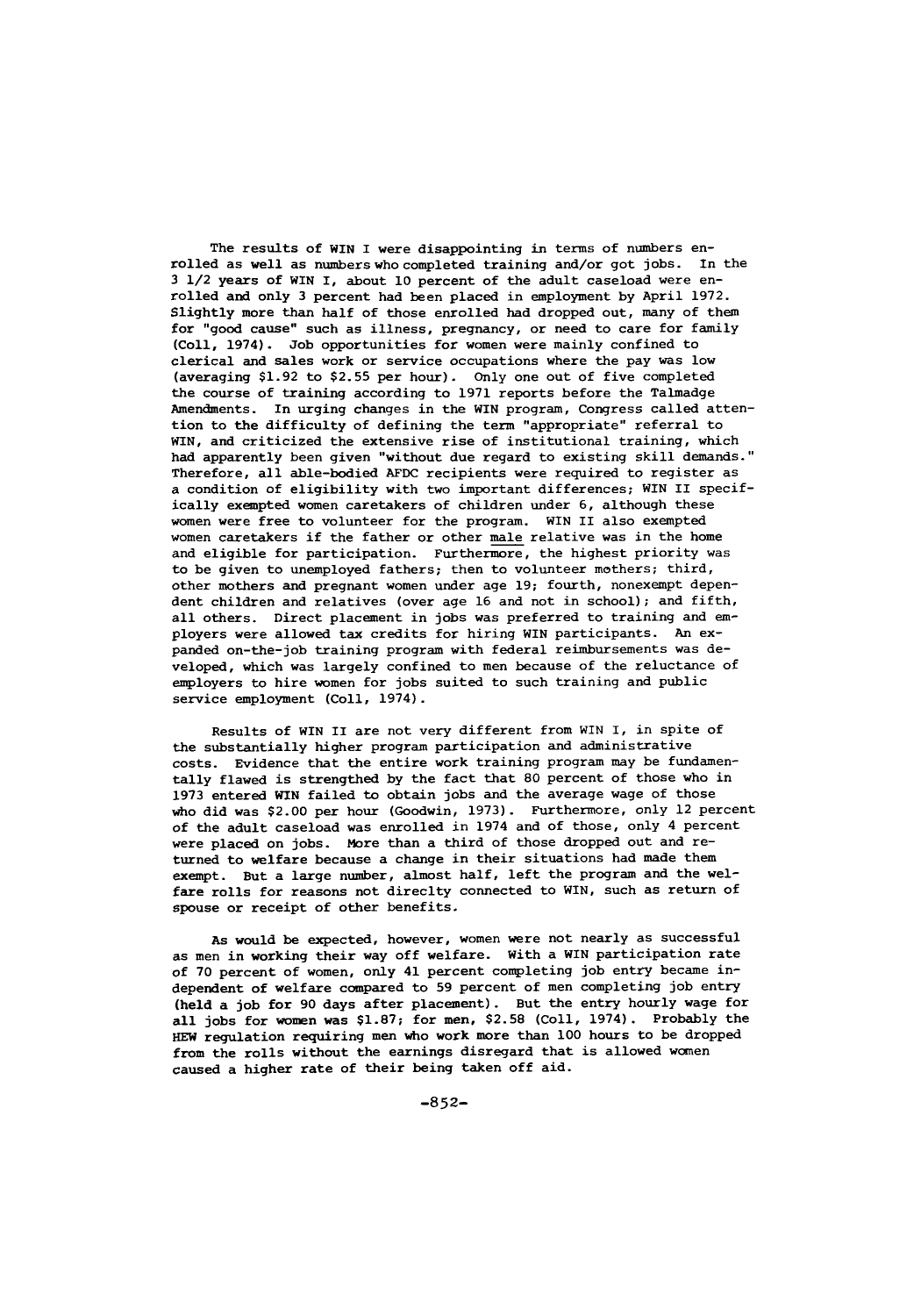The results of WIN I were disappointing in terms of numbers enrolled as well as numbers who completed training and/or got jobs. In the 3 1/2 years of WIN I, about 10 percent of the adult caseload were enrolled and only 3 percent had been placed in employment by April 1972. Slightly more than half of those enrolled had dropped out, many of them for "good cause" such as illness, pregnancy, or need to care for family (Coll, 1974). Job opportunities for women were mainly confined to clerical and sales work or service occupations where the pay was low (averaging $1.92 to $2.55 per hour). Only one out of five completed the course of training according to 1971 reports before the Talmadge Amendments. In urging changes in the WIN program, Congress called attention to the difficulty of defining the term "appropriate" referral to WIN, and criticized the extensive rise of institutional training, which had apparently been given "without due regard to existing skill demands." Therefore, all able-bodied AFDC recipients were required to register as a condition of eligibility with two important differences; WIN II specifically exempted women caretakers of children under 6, although these women were free to volunteer for the program. WIN II also exempted women caretakers if the father or other <u>male</u> relative was in the home and eligible for participation. Furthermore, the highest priority was to be given to unemployed fathers; then to volunteer mothers; third, other mothers and pregnant women under age 19; fourth, nonexempt dependent children and relatives (over age 16 and not in school); and fifth, all others. Direct placement in jobs was preferred to training and employers were allowed tax credits for hiring WIN participants. An expanded on-the-job training program with federal reimbursements was developed, which was largely confined to men because of the reluctance of employers to hire women for jobs suited to such training and public service employment (Coll, 1974).

Results of WIN II are not very different from WIN I, in spite of the substantially higher program participation and administrative costs. Evidence that the entire work training program may be fundamentally flawed is strengthed by the fact that 80 percent of those who in 1973 entered WIN failed to obtain jobs and the average wage of those who did was $2.00 per hour (Goodwin, 1973). Furthermore, only 12 percent of the adult caseload was enrolled in 1974 and of those, only 4 percent were placed on jobs. More than a third of those dropped out and returned to welfare because a change in their situations had made them exempt. But a large number, almost half, left the program and the welfare rolls for reasons not direclty connected to WIN, such as return of spouse or receipt of other benefits.

As would be expected, however, women were not nearly as successful as men in working their way off welfare. With a WIN participation rate of 70 percent of women, only 41 percent completing job entry became independent of welfare compared to 59 percent of men completing job entry (held a job for 90 days after placement). But the entry hourly wage for all jobs for women was $1.87; for men, $2.58 (Coll, 1974). Probably the HEW regulation requiring men who work more than 100 hours to be dropped from the rolls without the earnings disregard that is allowed women caused a higher rate of their being taken off aid.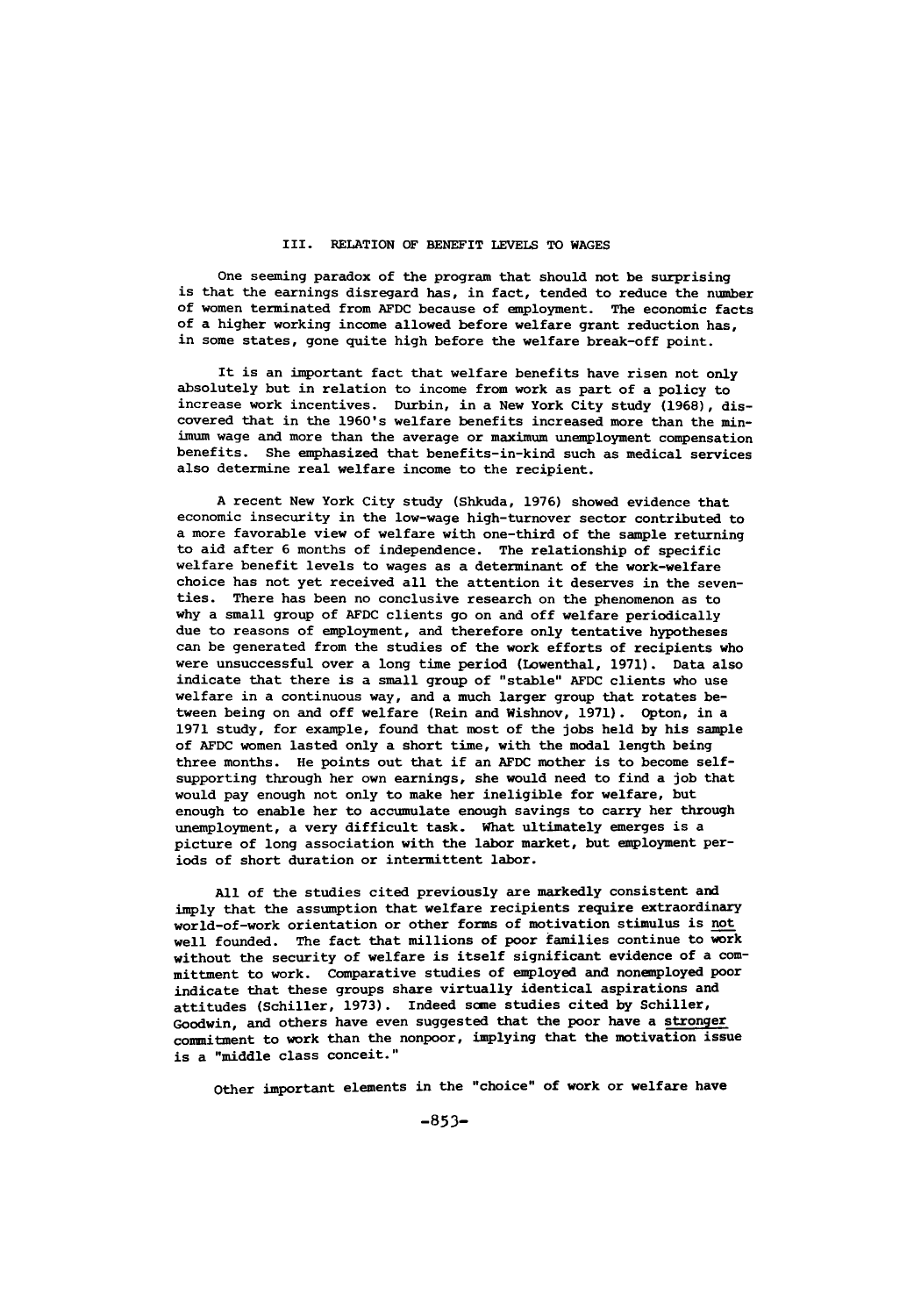## III. RELATION OF BENEFIT LEVELS TO WAGES

One seeming paradox of the program that should not be surprising is that the earnings disregard has, in fact, tended to reduce the number of women terminated from AFDC because of employment. The economic facts of a higher working income allowed before welfare grant reduction has, in some states, gone quite high before the welfare break-off point.

It is an important fact that welfare benefits have risen not only absolutely but in relation to income from work as part of a policy to increase work incentives. Durbin, in a New York City study (1968), discovered that in the 1960's welfare benefits increased more than the minimum wage and more than the average or maximum unemployment compensation benefits. She emphasized that benefits-in-kind such as medical services also determine real welfare income to the recipient.

A recent New York City study (Shkuda, 1976) showed evidence that economic insecurity in the low-wage high-turnover sector contributed to a more favorable view of welfare with one-third of the sample returning to aid after 6 months of independence. The relationship of specific welfare benefit levels to wages as a determinant of the work-welfare choice has not yet received all the attention it deserves in the seventies. There has been no conclusive research on the phenomenon as to why a small group of AFDC clients go on and off welfare periodically due to reasons of employment, and therefore only tentative hypotheses can be generated from the studies of the work efforts of recipients who were unsuccessful over a long time period (Lowenthal, 1971). Data also indicate that there is a small group of "stable" AFDC clients who use welfare in a continuous way, and a much larger group that rotates between being on and off welfare (Rein and Wishnov, 1971). Opton, in a 1971 study, for example, found that most of the jobs held by his sample of AFDC women lasted only a short time, with the modal length being three months. He points out that if an AFDC mother is to become self-supporting through her own earnings, she would need to find a job that would pay enough not only to make her ineligible for welfare, but enough to enable her to accumulate enough savings to carry her through unemployment, a very difficult task. What ultimately emerges is a picture of long association with the labor market, but employment periods of short duration or intermittent labor.

All of the studies cited previously are markedly consistent and imply that the assumption that welfare recipients require extraordinary world-of-work orientation or other forms of motivation stimulus is _not_ well founded. The fact that millions of poor families continue to work without the security of welfare is itself significant evidence of a committment to work. Comparative studies of employed and nonemployed poor indicate that these groups share virtually identical aspirations and attitudes (Schiller, 1973). Indeed some studies cited by Schiller, Goodwin, and others have even suggested that the poor have a _stronger_ commitment to work than the nonpoor, implying that the motivation issue is a "middle class conceit."

Other important elements in the "choice" of work or welfare have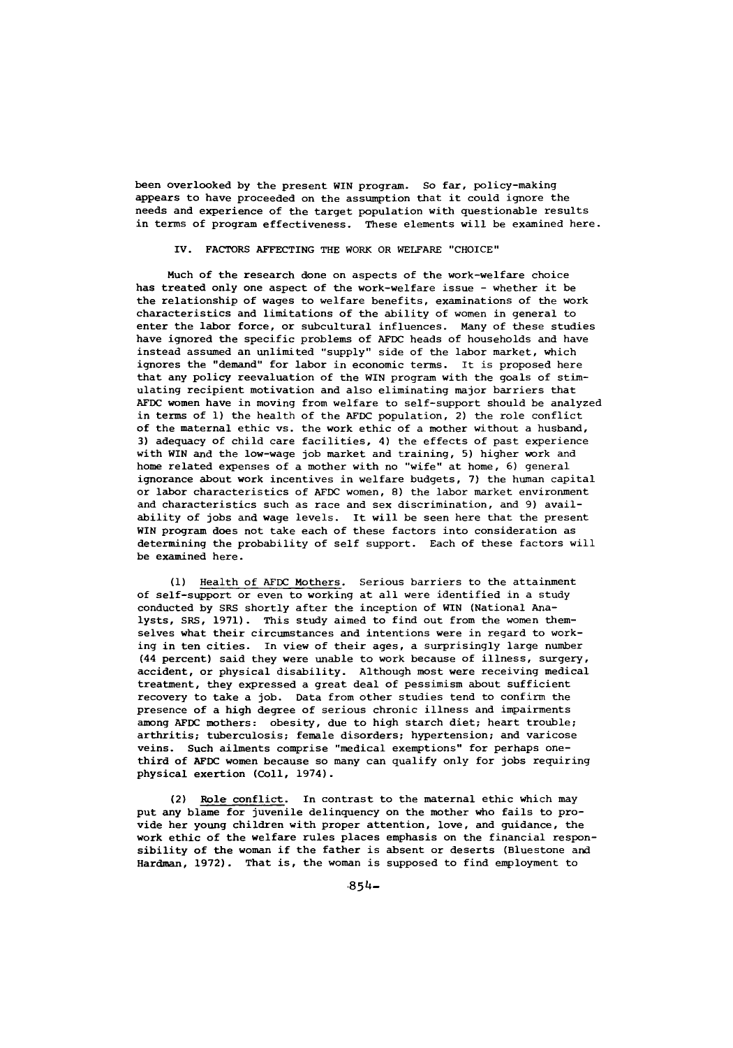been overlooked by the present WIN program. So far, policy-making appears to have proceeded on the assumption that it could ignore the needs and experience of the target population with questionable results in terms of program effectiveness. These elements will be examined here.

## IV. FACTORS AFFECTING THE WORK OR WELFARE "CHOICE"

Much of the research done on aspects of the work-welfare choice has treated only one aspect of the work-welfare issue - whether it be the relationship of wages to welfare benefits, examinations of the work characteristics and limitations of the ability of women in general to enter the labor force, or subcultural influences. Many of these studies have ignored the specific problems of AFDC heads of households and have instead assumed an unlimited "supply" side of the labor market, which ignores the "demand" for labor in economic terms. It is proposed here that any policy reevaluation of the WIN program with the goals of stimulating recipient motivation and also eliminating major barriers that AFDC women have in moving from welfare to self-support should be analyzed in terms of 1) the health of the AFDC population, 2) the role conflict of the maternal ethic vs. the work ethic of a mother without a husband, 3) adequacy of child care facilities, 4) the effects of past experience with WIN and the low-wage job market and training, 5) higher work and home related expenses of a mother with no "wife" at home, 6) general ignorance about work incentives in welfare budgets, 7) the human capital or labor characteristics of AFDC women, 8) the labor market environment and characteristics such as race and sex discrimination, and 9) availability of jobs and wage levels. It will be seen here that the present WIN program does not take each of these factors into consideration as determining the probability of self support. Each of these factors will be examined here.

(1) <u>Health of AFDC Mothers</u>. Serious barriers to the attainment of self-support or even to working at all were identified in a study conducted by SRS shortly after the inception of WIN (National Analysts, SRS, 1971). This study aimed to find out from the women themselves what their circumstances and intentions were in regard to working in ten cities. In view of their ages, a surprisingly large number (44 percent) said they were unable to work because of illness, surgery, accident, or physical disability. Although most were receiving medical treatment, they expressed a great deal of pessimism about sufficient recovery to take a job. Data from other studies tend to confirm the presence of a high degree of serious chronic illness and impairments among AFDC mothers: obesity, due to high starch diet; heart trouble; arthritis; tuberculosis; female disorders; hypertension; and varicose veins. Such ailments comprise "medical exemptions" for perhaps one-third of AFDC women because so many can qualify only for jobs requiring physical exertion (Coll, 1974).

(2) <u>Role conflict</u>. In contrast to the maternal ethic which may put any blame for juvenile delinquency on the mother who fails to provide her young children with proper attention, love, and guidance, the work ethic of the welfare rules places emphasis on the financial responsibility of the woman if the father is absent or deserts (Bluestone and Hardman, 1972). That is, the woman is supposed to find employment to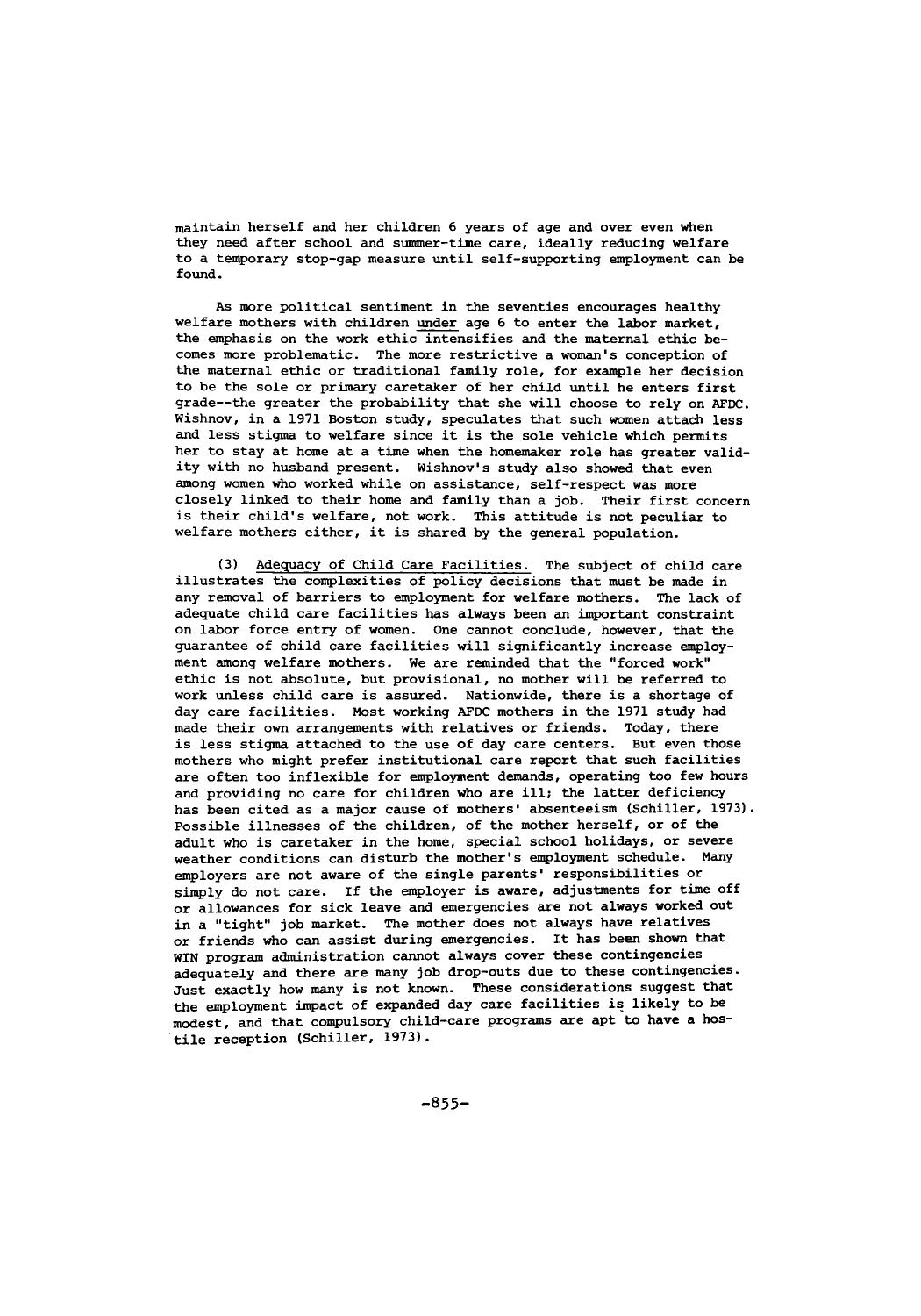maintain herself and her children 6 years of age and over even when they need after school and summer-time care, ideally reducing welfare to a temporary stop-gap measure until self-supporting employment can be found.

As more political sentiment in the seventies encourages healthy welfare mothers with children under age 6 to enter the labor market, the emphasis on the work ethic intensifies and the maternal ethic becomes more problematic. The more restrictive a woman's conception of the maternal ethic or traditional family role, for example her decision to be the sole or primary caretaker of her child until he enters first grade--the greater the probability that she will choose to rely on AFDC. Wishnov, in a 1971 Boston study, speculates that such women attach less and less stigma to welfare since it is the sole vehicle which permits her to stay at home at a time when the homemaker role has greater validity with no husband present. Wishnov's study also showed that even among women who worked while on assistance, self-respect was more closely linked to their home and family than a job. Their first concern is their child's welfare, not work. This attitude is not peculiar to welfare mothers either, it is shared by the general population.

(3) Adequacy of Child Care Facilities. The subject of child care illustrates the complexities of policy decisions that must be made in any removal of barriers to employment for welfare mothers. The lack of adequate child care facilities has always been an important constraint on labor force entry of women. One cannot conclude, however, that the guarantee of child care facilities will significantly increase employment among welfare mothers. We are reminded that the "forced work" ethic is not absolute, but provisional, no mother will be referred to work unless child care is assured. Nationwide, there is a shortage of day care facilities. Most working AFDC mothers in the 1971 study had made their own arrangements with relatives or friends. Today, there is less stigma attached to the use of day care centers. But even those mothers who might prefer institutional care report that such facilities are often too inflexible for employment demands, operating too few hours and providing no care for children who are ill; the latter deficiency has been cited as a major cause of mothers' absenteeism (Schiller, 1973). Possible illnesses of the children, of the mother herself, or of the adult who is caretaker in the home, special school holidays, or severe weather conditions can disturb the mother's employment schedule. Many employers are not aware of the single parents' responsibilities or simply do not care. If the employer is aware, adjustments for time off or allowances for sick leave and emergencies are not always worked out in a "tight" job market. The mother does not always have relatives or friends who can assist during emergencies. It has been shown that WIN program administration cannot always cover these contingencies adequately and there are many job drop-outs due to these contingencies. Just exactly how many is not known. These considerations suggest that the employment impact of expanded day care facilities is likely to be modest, and that compulsory child-care programs are apt to have a hostile reception (Schiller, 1973).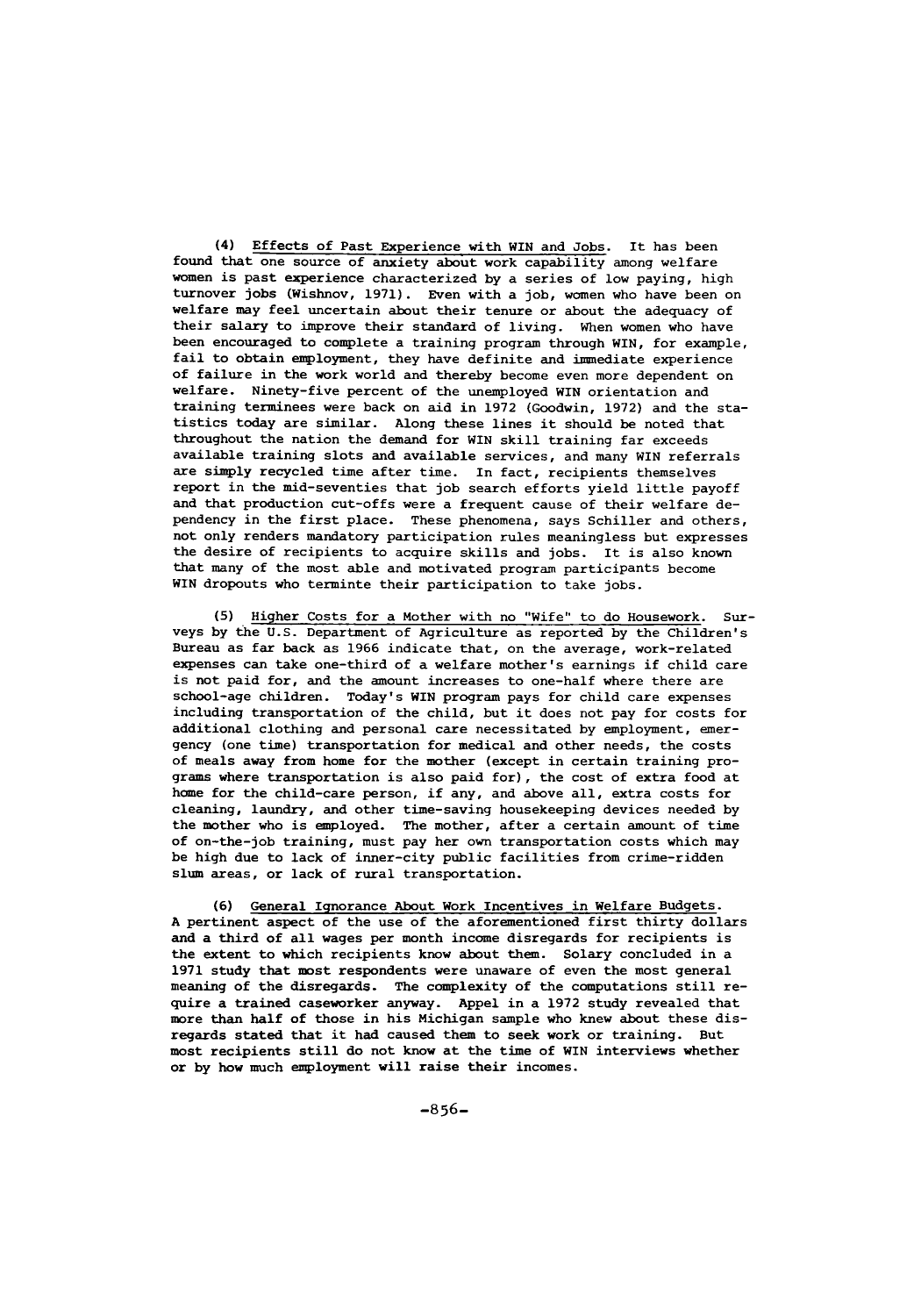(4) Effects of Past Experience with WIN and Jobs. It has been found that one source of anxiety about work capability among welfare women is past experience characterized by a series of low paying, high turnover jobs (Wishnov, 1971). Even with a job, women who have been on welfare may feel uncertain about their tenure or about the adequacy of their salary to improve their standard of living. When women who have been encouraged to complete a training program through WIN, for example, fail to obtain employment, they have definite and immediate experience of failure in the work world and thereby become even more dependent on welfare. Ninety-five percent of the unemployed WIN orientation and training terminees were back on aid in 1972 (Goodwin, 1972) and the statistics today are similar. Along these lines it should be noted that throughout the nation the demand for WIN skill training far exceeds available training slots and available services, and many WIN referrals are simply recycled time after time. In fact, recipients themselves report in the mid-seventies that job search efforts yield little payoff and that production cut-offs were a frequent cause of their welfare dependency in the first place. These phenomena, says Schiller and others, not only renders mandatory participation rules meaningless but expresses the desire of recipients to acquire skills and jobs. It is also known that many of the most able and motivated program participants become WIN dropouts who terminte their participation to take jobs.

(5) Higher Costs for a Mother with no "Wife" to do Housework. Surveys by the U.S. Department of Agriculture as reported by the Children's Bureau as far back as 1966 indicate that, on the average, work-related expenses can take one-third of a welfare mother's earnings if child care is not paid for, and the amount increases to one-half where there are school-age children. Today's WIN program pays for child care expenses including transportation of the child, but it does not pay for costs for additional clothing and personal care necessitated by employment, emergency (one time) transportation for medical and other needs, the costs of meals away from home for the mother (except in certain training programs where transportation is also paid for), the cost of extra food at home for the child-care person, if any, and above all, extra costs for cleaning, laundry, and other time-saving housekeeping devices needed by the mother who is employed. The mother, after a certain amount of time of on-the-job training, must pay her own transportation costs which may be high due to lack of inner-city public facilities from crime-ridden slum areas, or lack of rural transportation.

(6) General Ignorance About Work Incentives in Welfare Budgets. A pertinent aspect of the use of the aforementioned first thirty dollars and a third of all wages per month income disregards for recipients is the extent to which recipients know about them. Solary concluded in a 1971 study that most respondents were unaware of even the most general meaning of the disregards. The complexity of the computations still require a trained caseworker anyway. Appel in a 1972 study revealed that more than half of those in his Michigan sample who knew about these disregards stated that it had caused them to seek work or training. But most recipients still do not know at the time of WIN interviews whether or by how much employment will raise their incomes.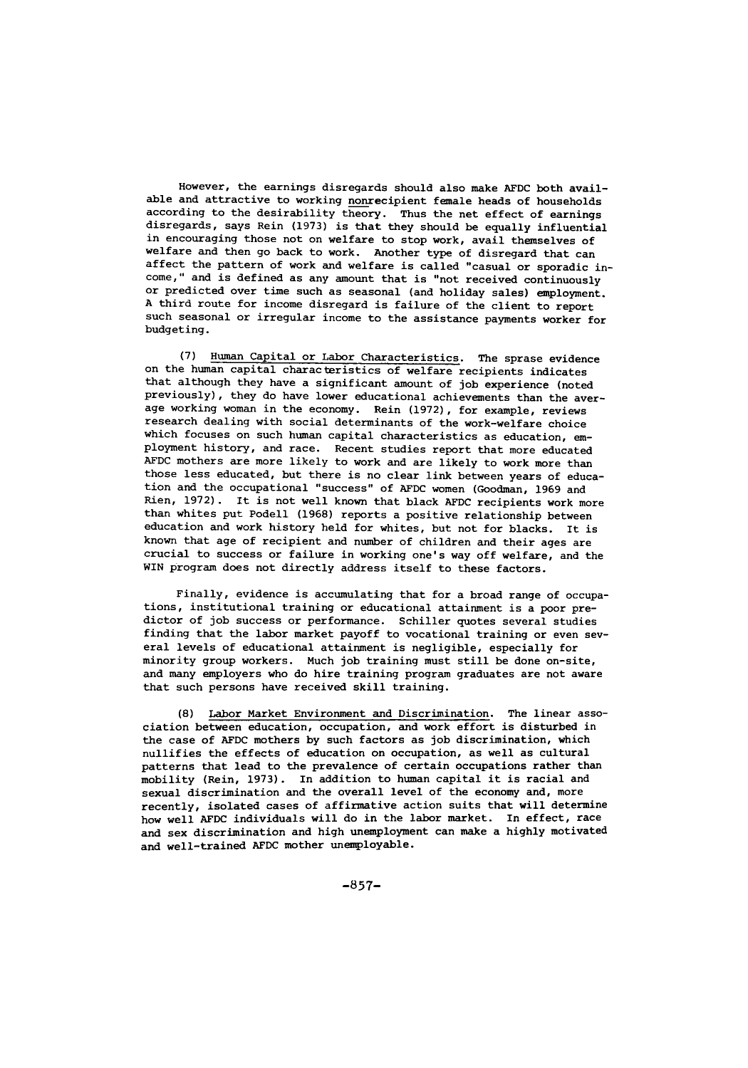However, the earnings disregards should also make AFDC both available and attractive to working nonrecipient female heads of households according to the desirability theory. Thus the net effect of earnings disregards, says Rein (1973) is that they should be equally influential in encouraging those not on welfare to stop work, avail themselves of welfare and then go back to work. Another type of disregard that can affect the pattern of work and welfare is called "casual or sporadic income," and is defined as any amount that is "not received continuously or predicted over time such as seasonal (and holiday sales) employment. A third route for income disregard is failure of the client to report such seasonal or irregular income to the assistance payments worker for budgeting.

(7) Human Capital or Labor Characteristics. The sprase evidence on the human capital characteristics of welfare recipients indicates that although they have a significant amount of job experience (noted previously), they do have lower educational achievements than the average working woman in the economy. Rein (1972), for example, reviews research dealing with social determinants of the work-welfare choice which focuses on such human capital characteristics as education, employment history, and race. Recent studies report that more educated AFDC mothers are more likely to work and are likely to work more than those less educated, but there is no clear link between years of education and the occupational "success" of AFDC women (Goodman, 1969 and Rien, 1972). It is not well known that black AFDC recipients work more than whites put Podell (1968) reports a positive relationship between education and work history held for whites, but not for blacks. It is known that age of recipient and number of children and their ages are crucial to success or failure in working one's way off welfare, and the WIN program does not directly address itself to these factors.

Finally, evidence is accumulating that for a broad range of occupations, institutional training or educational attainment is a poor predictor of job success or performance. Schiller quotes several studies finding that the labor market payoff to vocational training or even several levels of educational attainment is negligible, especially for minority group workers. Much job training must still be done on-site, and many employers who do hire training program graduates are not aware that such persons have received skill training.

(8) Labor Market Environment and Discrimination. The linear association between education, occupation, and work effort is disturbed in the case of AFDC mothers by such factors as job discrimination, which nullifies the effects of education on occupation, as well as cultural patterns that lead to the prevalence of certain occupations rather than mobility (Rein, 1973). In addition to human capital it is racial and sexual discrimination and the overall level of the economy and, more recently, isolated cases of affirmative action suits that will determine how well AFDC individuals will do in the labor market. In effect, race and sex discrimination and high unemployment can make a highly motivated and well-trained AFDC mother unemployable.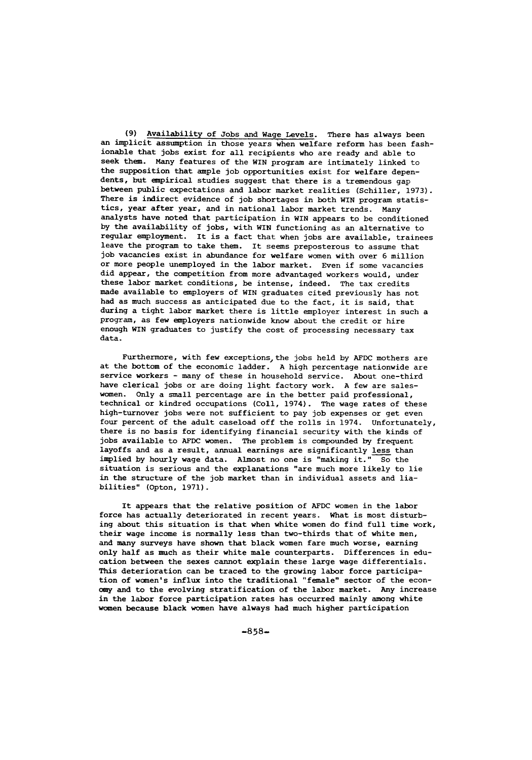(9) Availability of Jobs and Wage Levels. There has always been an implicit assumption in those years when welfare reform has been fashionable that jobs exist for all recipients who are ready and able to seek them. Many features of the WIN program are intimately linked to the supposition that ample job opportunities exist for welfare dependents, but empirical studies suggest that there is a tremendous gap between public expectations and labor market realities (Schiller, 1973). There is indirect evidence of job shortages in both WIN program statistics, year after year, and in national labor market trends. Many analysts have noted that participation in WIN appears to be conditioned by the availability of jobs, with WIN functioning as an alternative to regular employment. It is a fact that when jobs are available, trainees leave the program to take them. It seems preposterous to assume that job vacancies exist in abundance for welfare women with over 6 million or more people unemployed in the labor market. Even if some vacancies did appear, the competition from more advantaged workers would, under these labor market conditions, be intense, indeed. The tax credits made available to employers of WIN graduates cited previously has not had as much success as anticipated due to the fact, it is said, that during a tight labor market there is little employer interest in such a program, as few employers nationwide know about the credit or hire enough WIN graduates to justify the cost of processing necessary tax data.

Furthermore, with few exceptions, the jobs held by AFDC mothers are at the bottom of the economic ladder. A high percentage nationwide are service workers - many of these in household service. About one-third have clerical jobs or are doing light factory work. A few are saleswomen. Only a small percentage are in the better paid professional, technical or kindred occupations (Coll, 1974). The wage rates of these high-turnover jobs were not sufficient to pay job expenses or get even four percent of the adult caseload off the rolls in 1974. Unfortunately, there is no basis for identifying financial security with the kinds of jobs available to AFDC women. The problem is compounded by frequent layoffs and as a result, annual earnings are significantly less than implied by hourly wage data. Almost no one is "making it." So the situation is serious and the explanations "are much more likely to lie in the structure of the job market than in individual assets and liabilities" (Opton, 1971).

It appears that the relative position of AFDC women in the labor force has actually deteriorated in recent years. What is most disturbing about this situation is that when white women do find full time work, their wage income is normally less than two-thirds that of white men, and many surveys have shown that black women fare much worse, earning only half as much as their white male counterparts. Differences in education between the sexes cannot explain these large wage differentials. This deterioration can be traced to the growing labor force participation of women's influx into the traditional "female" sector of the economy and to the evolving stratification of the labor market. Any increase in the labor force participation rates has occurred mainly among white women because black women have always had much higher participation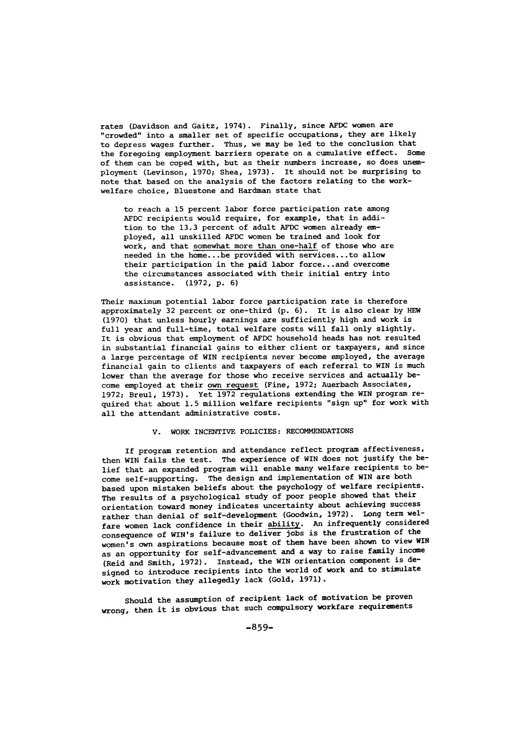rates (Davidson and Gaitz, 1974). Finally, since AFDC women are "crowded" into a smaller set of specific occupations, they are likely to depress wages further. Thus, we may be led to the conclusion that the foregoing employment barriers operate on a cumulative effect. Some of them can be coped with, but as their numbers increase, so does unemployment (Levinson, 1970; Shea, 1973). It should not be surprising to note that based on the analysis of the factors relating to the work-welfare choice, Bluestone and Hardman state that

> to reach a 15 percent labor force participation rate among AFDC recipients would require, for example, that in addition to the 13.3 percent of adult AFDC women already employed, all unskilled AFDC women be trained and look for work, and that <u>somewhat more than one-half</u> of those who are needed in the home...be provided with services...to allow their participation in the paid labor force...and overcome the circumstances associated with their initial entry into assistance. (1972, p. 6)

Their maximum potential labor force participation rate is therefore approximately 32 percent or one-third (p. 6). It is also clear by HEW (1970) that unless hourly earnings are sufficiently high and work is full year and full-time, total welfare costs will fall only slightly. It is obvious that employment of AFDC household heads has not resulted in substantial financial gains to either client or taxpayers, and since a large percentage of WIN recipients never become employed, the average financial gain to clients and taxpayers of each referral to WIN is much lower than the average for those who receive services and actually become employed at their <u>own request</u> (Fine, 1972; Auerbach Associates, 1972; Breul, 1973). Yet 1972 regulations extending the WIN program required that about 1.5 million welfare recipients "sign up" for work with all the attendant administrative costs.

## V. WORK INCENTIVE POLICIES: RECOMMENDATIONS

If program retention and attendance reflect program affectiveness, then WIN fails the test. The experience of WIN does not justify the belief that an expanded program will enable many welfare recipients to become self-supporting. The design and implementation of WIN are both based upon mistaken beliefs about the psychology of welfare recipients. The results of a psychological study of poor people showed that their orientation toward money indicates uncertainty about achieving success rather than denial of self-development (Goodwin, 1972). Long term welfare women lack confidence in their <u>ability</u>. An infrequently considered consequence of WIN's failure to deliver jobs is the frustration of the women's own aspirations because most of them have been shown to view WIN as an opportunity for self-advancement and a way to raise family income (Reid and Smith, 1972). Instead, the WIN orientation component is designed to introduce recipients into the world of work and to stimulate work motivation they allegedly lack (Gold, 1971).

Should the assumption of recipient lack of motivation be proven wrong, then it is obvious that such compulsory workfare requirements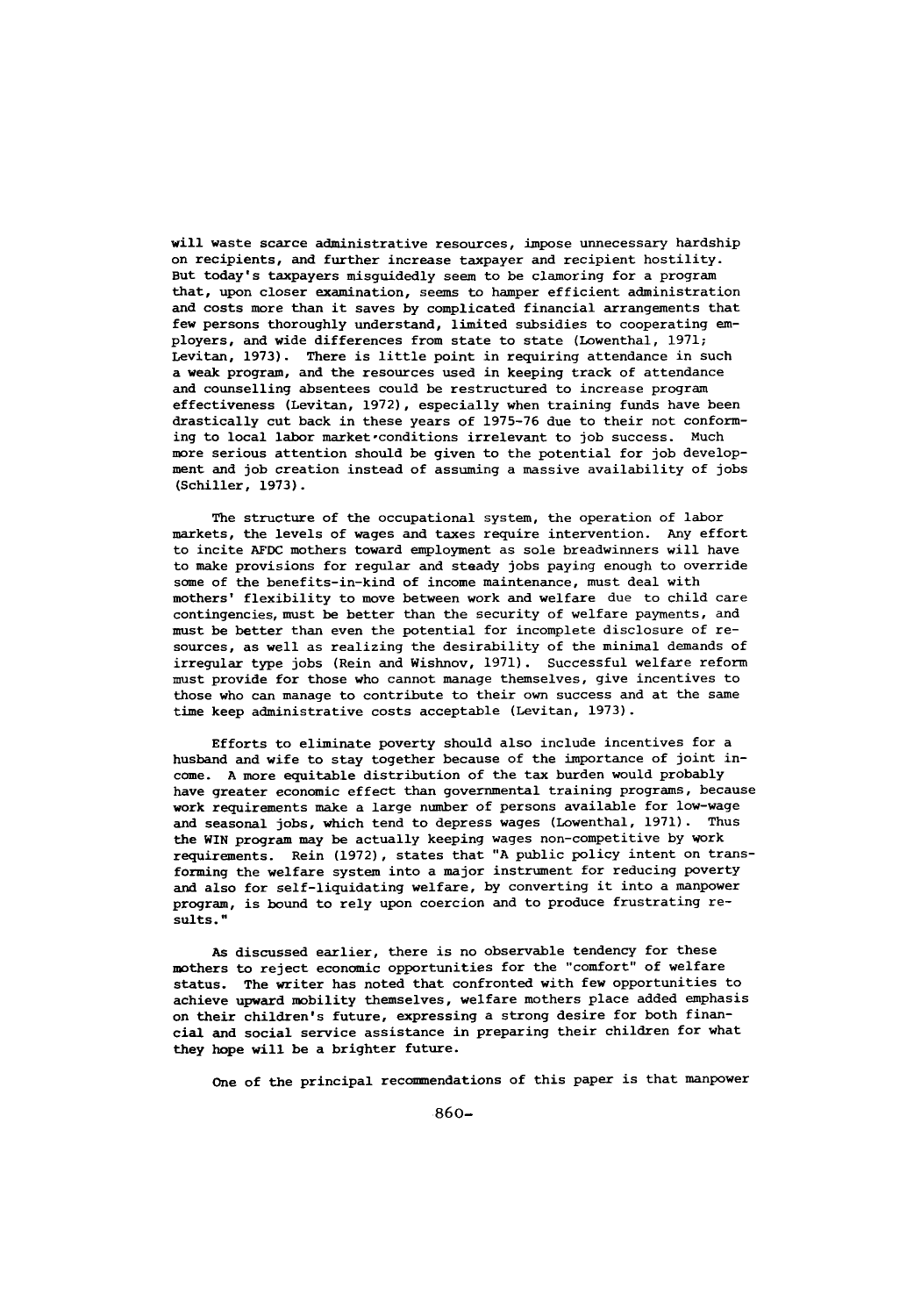will waste scarce administrative resources, impose unnecessary hardship on recipients, and further increase taxpayer and recipient hostility. But today's taxpayers misguidedly seem to be clamoring for a program that, upon closer examination, seems to hamper efficient administration and costs more than it saves by complicated financial arrangements that few persons thoroughly understand, limited subsidies to cooperating employers, and wide differences from state to state (Lowenthal, 1971; Levitan, 1973). There is little point in requiring attendance in such a weak program, and the resources used in keeping track of attendance and counselling absentees could be restructured to increase program effectiveness (Levitan, 1972), especially when training funds have been drastically cut back in these years of 1975-76 due to their not conforming to local labor market conditions irrelevant to job success. Much more serious attention should be given to the potential for job development and job creation instead of assuming a massive availability of jobs (Schiller, 1973).

The structure of the occupational system, the operation of labor markets, the levels of wages and taxes require intervention. Any effort to incite AFDC mothers toward employment as sole breadwinners will have to make provisions for regular and steady jobs paying enough to override some of the benefits-in-kind of income maintenance, must deal with mothers' flexibility to move between work and welfare due to child care contingencies, must be better than the security of welfare payments, and must be better than even the potential for incomplete disclosure of resources, as well as realizing the desirability of the minimal demands of irregular type jobs (Rein and Wishnov, 1971). Successful welfare reform must provide for those who cannot manage themselves, give incentives to those who can manage to contribute to their own success and at the same time keep administrative costs acceptable (Levitan, 1973).

Efforts to eliminate poverty should also include incentives for a husband and wife to stay together because of the importance of joint income. A more equitable distribution of the tax burden would probably have greater economic effect than governmental training programs, because work requirements make a large number of persons available for low-wage and seasonal jobs, which tend to depress wages (Lowenthal, 1971). Thus the WIN program may be actually keeping wages non-competitive by work requirements. Rein (1972), states that "A public policy intent on transforming the welfare system into a major instrument for reducing poverty and also for self-liquidating welfare, by converting it into a manpower program, is bound to rely upon coercion and to produce frustrating results."

As discussed earlier, there is no observable tendency for these mothers to reject economic opportunities for the "comfort" of welfare status. The writer has noted that confronted with few opportunities to achieve upward mobility themselves, welfare mothers place added emphasis on their children's future, expressing a strong desire for both financial and social service assistance in preparing their children for what they hope will be a brighter future.

One of the principal recommendations of this paper is that manpower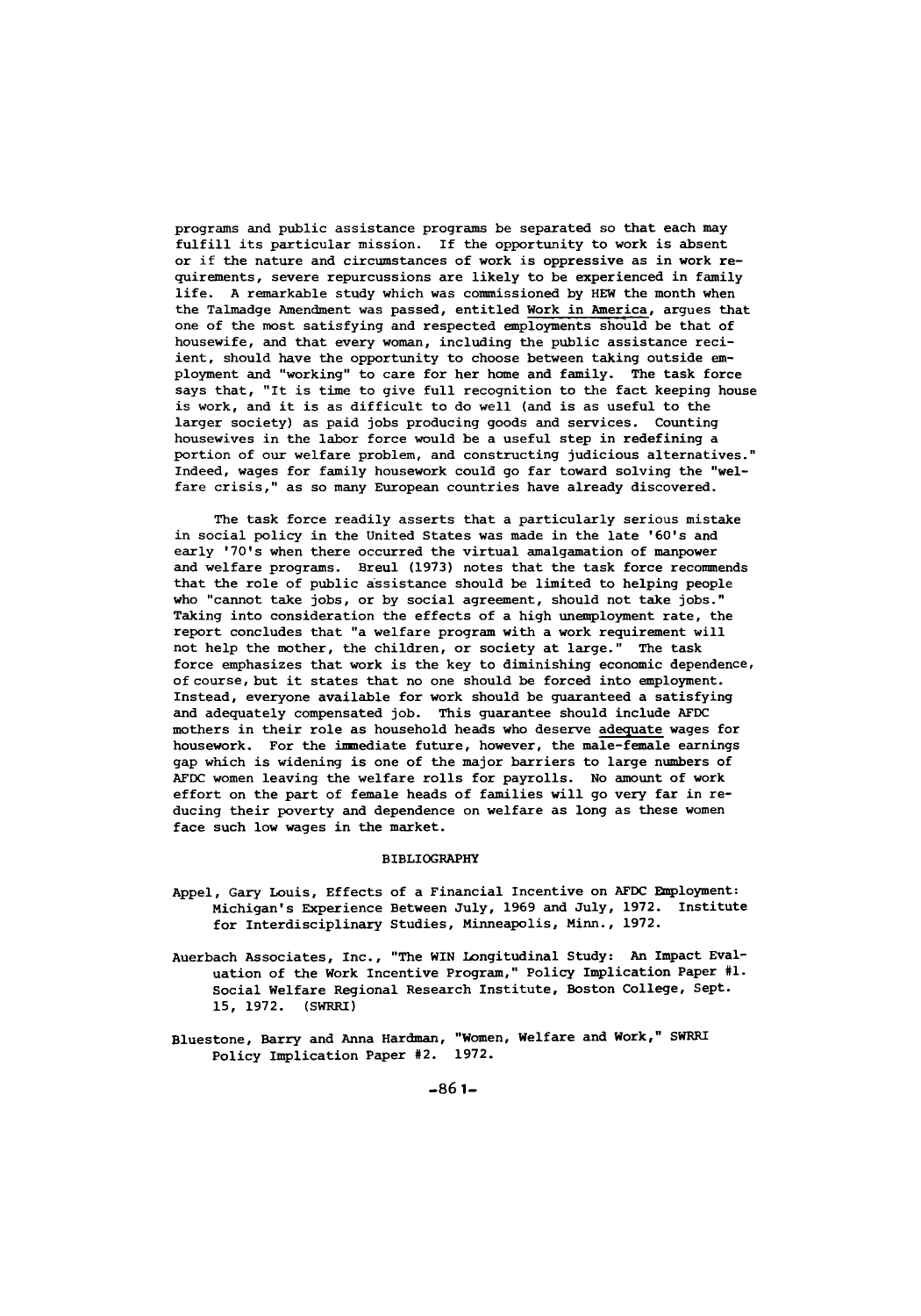programs and public assistance programs be separated so that each may fulfill its particular mission. If the opportunity to work is absent or if the nature and circumstances of work is oppressive as in work requirements, severe repurcussions are likely to be experienced in family life. A remarkable study which was commissioned by HEW the month when the Talmadge Amendment was passed, entitled Work in America, argues that one of the most satisfying and respected employments should be that of housewife, and that every woman, including the public assistance reciient, should have the opportunity to choose between taking outside employment and "working" to care for her home and family. The task force says that, "It is time to give full recognition to the fact keeping house is work, and it is as difficult to do well (and is as useful to the larger society) as paid jobs producing goods and services. Counting housewives in the labor force would be a useful step in redefining a portion of our welfare problem, and constructing judicious alternatives." Indeed, wages for family housework could go far toward solving the "welfare crisis," as so many European countries have already discovered.

The task force readily asserts that a particularly serious mistake in social policy in the United States was made in the late '60's and early '70's when there occurred the virtual amalgamation of manpower and welfare programs. Breul (1973) notes that the task force recommends that the role of public assistance should be limited to helping people who "cannot take jobs, or by social agreement, should not take jobs." Taking into consideration the effects of a high unemployment rate, the report concludes that "a welfare program with a work requirement will not help the mother, the children, or society at large." The task force emphasizes that work is the key to diminishing economic dependence, of course, but it states that no one should be forced into employment. Instead, everyone available for work should be guaranteed a satisfying and adequately compensated job. This guarantee should include AFDC mothers in their role as household heads who deserve adequate wages for housework. For the immediate future, however, the male-female earnings gap which is widening is one of the major barriers to large numbers of AFDC women leaving the welfare rolls for payrolls. No amount of work effort on the part of female heads of families will go very far in reducing their poverty and dependence on welfare as long as these women face such low wages in the market.

## BIBLIOGRAPHY

Appel, Gary Louis, Effects of a Financial Incentive on AFDC Employment: Michigan's Experience Between July, 1969 and July, 1972. Institute for Interdisciplinary Studies, Minneapolis, Minn., 1972.

Auerbach Associates, Inc., "The WIN Longitudinal Study: An Impact Evaluation of the Work Incentive Program," Policy Implication Paper #1. Social Welfare Regional Research Institute, Boston College, Sept. 15, 1972. (SWRRI)

Bluestone, Barry and Anna Hardman, "Women, Welfare and Work," SWRRI Policy Implication Paper #2. 1972.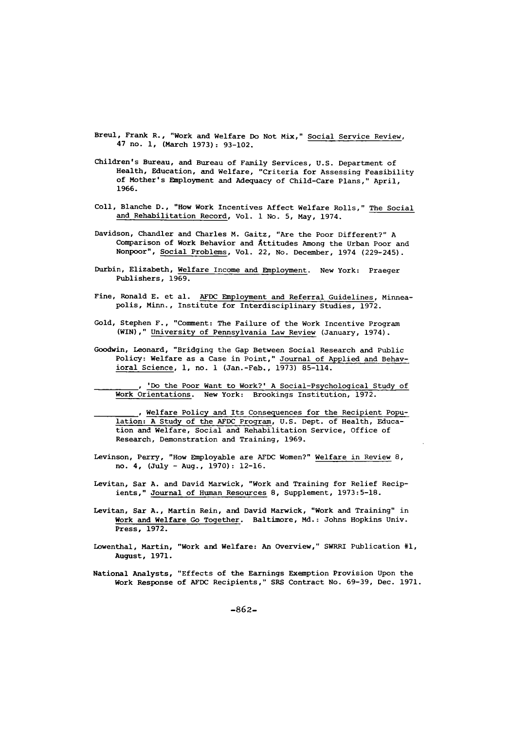Breul, Frank R., "Work and Welfare Do Not Mix," Social Service Review, 47 no. 1, (March 1973): 93-102.

Children's Bureau, and Bureau of Family Services, U.S. Department of Health, Education, and Welfare, "Criteria for Assessing Feasibility of Mother's Employment and Adequacy of Child-Care Plans," April, 1966.

Coll, Blanche D., "How Work Incentives Affect Welfare Rolls," The Social and Rehabilitation Record, Vol. 1 No. 5, May, 1974.

Davidson, Chandler and Charles M. Gaitz, "Are the Poor Different?" A Comparison of Work Behavior and Åttitudes Among the Urban Poor and Nonpoor", Social Problems, Vol. 22, No. December, 1974 (229-245).

Durbin, Elizabeth, Welfare Income and Employment. New York: Praeger Publishers, 1969.

Fine, Ronald E. et al. AFDC Employment and Referral Guidelines, Minneapolis, Minn., Institute for Interdisciplinary Studies, 1972.

Gold, Stephen F., "Comment: The Failure of the Work Incentive Program (WIN)," University of Pennsylvania Law Review (January, 1974).

Goodwin, Leonard, "Bridging the Gap Between Social Research and Public Policy: Welfare as a Case in Point," Journal of Applied and Behavioral Science, 1, no. 1 (Jan.-Feb., 1973) 85-114.

________, 'Do the Poor Want to Work?' A Social-Psychological Study of Work Orientations. New York: Brookings Institution, 1972.

________, Welfare Policy and Its Consequences for the Recipient Population: A Study of the AFDC Program, U.S. Dept. of Health, Education and Welfare, Social and Rehabilitation Service, Office of Research, Demonstration and Training, 1969.

Levinson, Perry, "How Employable are AFDC Women?" Welfare in Review 8, no. 4, (July - Aug., 1970): 12-16.

Levitan, Sar A. and David Marwick, "Work and Training for Relief Recipients," Journal of Human Resources 8, Supplement, 1973:5-18.

Levitan, Sar A., Martin Rein, and David Marwick, "Work and Training" in Work and Welfare Go Together. Baltimore, Md.: Johns Hopkins Univ. Press, 1972.

Lowenthal, Martin, "Work and Welfare: An Overview," SWRRI Publication #1, August, 1971.

National Analysts, "Effects of the Earnings Exemption Provision Upon the Work Response of AFDC Recipients," SRS Contract No. 69-39, Dec. 1971.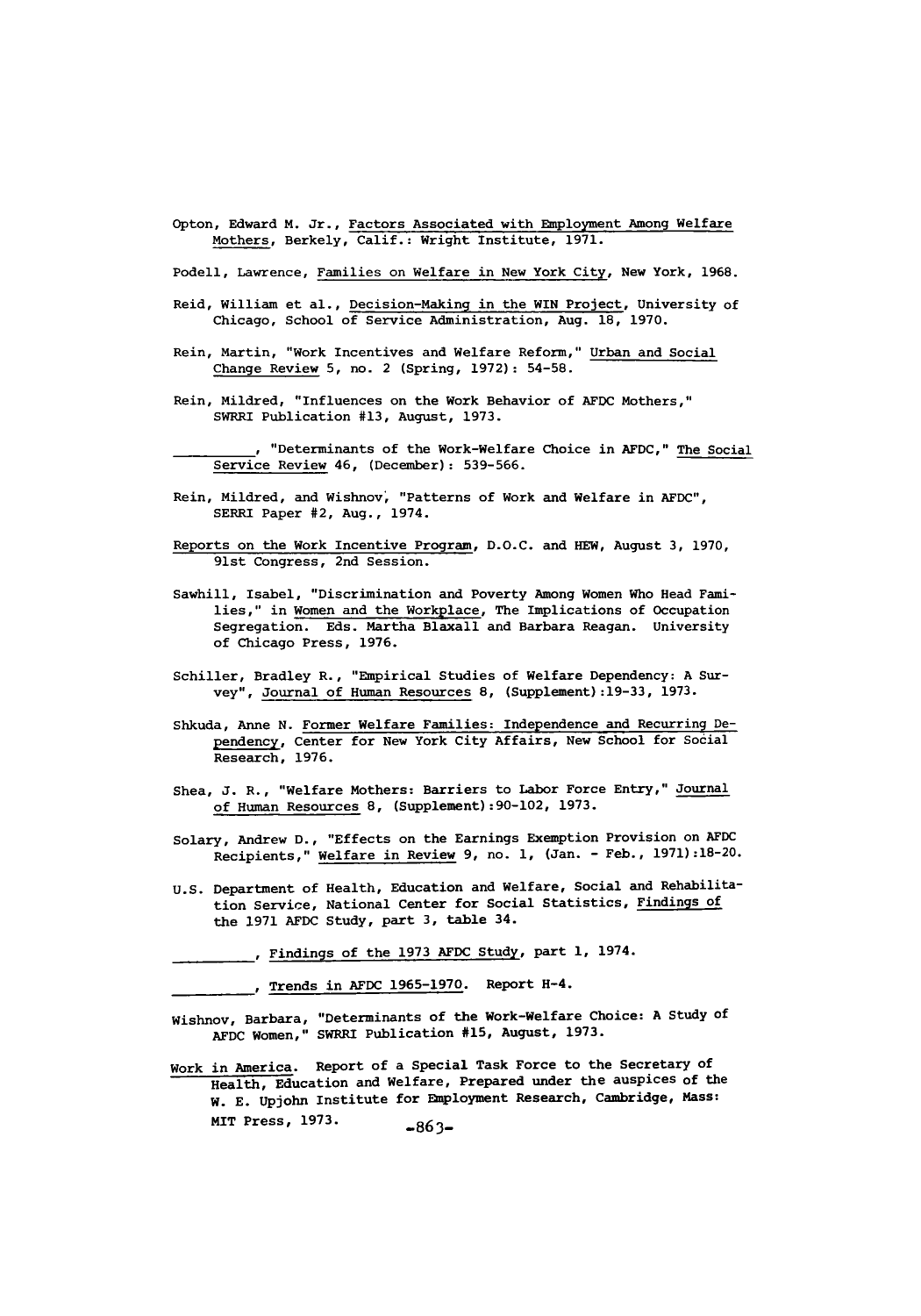Opton, Edward M. Jr., Factors Associated with Employment Among Welfare Mothers, Berkely, Calif.: Wright Institute, 1971.

Podell, Lawrence, Families on Welfare in New York City, New York, 1968.

Reid, William et al., Decision-Making in the WIN Project, University of Chicago, School of Service Administration, Aug. 18, 1970.

Rein, Martin, "Work Incentives and Welfare Reform," Urban and Social Change Review 5, no. 2 (Spring, 1972): 54-58.

Rein, Mildred, "Influences on the Work Behavior of AFDC Mothers," SWRRI Publication #13, August, 1973.

\_\_\_\_\_\_\_\_\_, "Determinants of the Work-Welfare Choice in AFDC," The Social Service Review 46, (December): 539-566.

Rein, Mildred, and Wishnov, "Patterns of Work and Welfare in AFDC", SERRI Paper #2, Aug., 1974.

Reports on the Work Incentive Program, D.O.C. and HEW, August 3, 1970, 91st Congress, 2nd Session.

Sawhill, Isabel, "Discrimination and Poverty Among Women Who Head Families," in Women and the Workplace, The Implications of Occupation Segregation. Eds. Martha Blaxall and Barbara Reagan. University of Chicago Press, 1976.

Schiller, Bradley R., "Empirical Studies of Welfare Dependency: A Survey", Journal of Human Resources 8, (Supplement):19-33, 1973.

Shkuda, Anne N. Former Welfare Families: Independence and Recurring Dependency, Center for New York City Affairs, New School for Social Research, 1976.

Shea, J. R., "Welfare Mothers: Barriers to Labor Force Entry," Journal of Human Resources 8, (Supplement):90-102, 1973.

Solary, Andrew D., "Effects on the Earnings Exemption Provision on AFDC Recipients," Welfare in Review 9, no. 1, (Jan. - Feb., 1971):18-20.

U.S. Department of Health, Education and Welfare, Social and Rehabilitation Service, National Center for Social Statistics, Findings of the 1971 AFDC Study, part 3, table 34.

\_\_\_\_\_\_\_\_\_, Findings of the 1973 AFDC Study, part 1, 1974.

\_\_\_\_\_\_\_\_\_, Trends in AFDC 1965-1970. Report H-4.

Wishnov, Barbara, "Determinants of the Work-Welfare Choice: A Study of AFDC Women," SWRRI Publication #15, August, 1973.

Work in America. Report of a Special Task Force to the Secretary of Health, Education and Welfare, Prepared under the auspices of the W. E. Upjohn Institute for Employment Research, Cambridge, Mass: MIT Press, 1973.